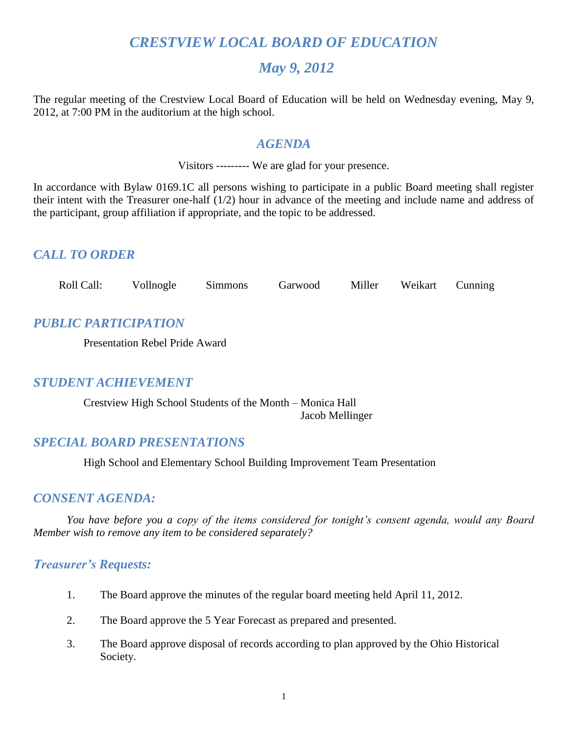# *CRESTVIEW LOCAL BOARD OF EDUCATION*

## *May 9, 2012*

The regular meeting of the Crestview Local Board of Education will be held on Wednesday evening, May 9, 2012, at 7:00 PM in the auditorium at the high school.

## *AGENDA*

Visitors --------- We are glad for your presence.

In accordance with Bylaw 0169.1C all persons wishing to participate in a public Board meeting shall register their intent with the Treasurer one-half (1/2) hour in advance of the meeting and include name and address of the participant, group affiliation if appropriate, and the topic to be addressed.

## *CALL TO ORDER*

Roll Call: Vollnogle Simmons Garwood Miller Weikart Cunning

## *PUBLIC PARTICIPATION*

Presentation Rebel Pride Award

## *STUDENT ACHIEVEMENT*

Crestview High School Students of the Month – Monica Hall
Jacob Mellinger

## *SPECIAL BOARD PRESENTATIONS*

High School and Elementary School Building Improvement Team Presentation

## *CONSENT AGENDA:*

*You have before you a copy of the items considered for tonight's consent agenda, would any Board Member wish to remove any item to be considered separately?*

## *Treasurer's Requests:*

1. The Board approve the minutes of the regular board meeting held April 11, 2012.

2. The Board approve the 5 Year Forecast as prepared and presented.

3. The Board approve disposal of records according to plan approved by the Ohio Historical Society.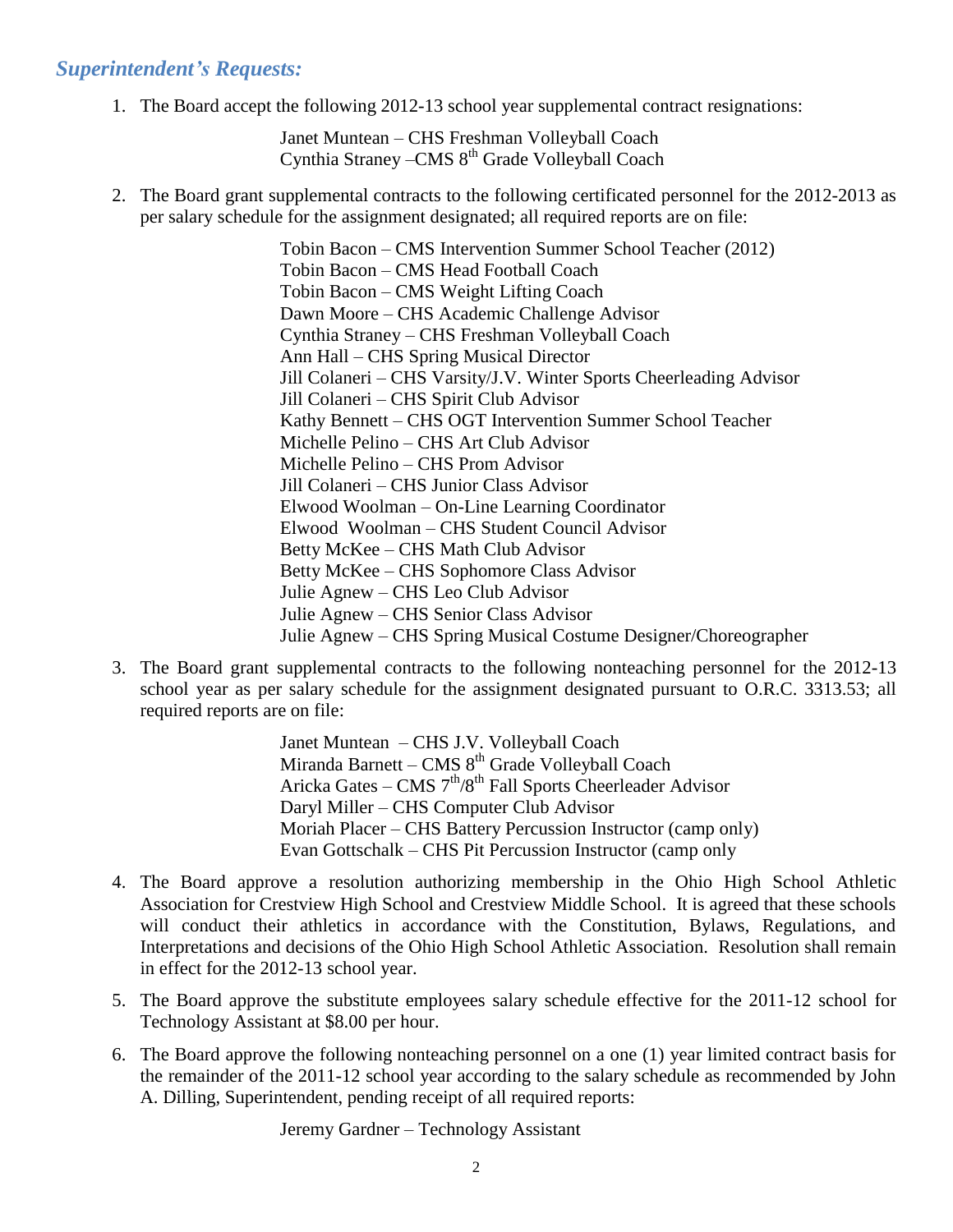## *Superintendent's Requests:*

1. The Board accept the following 2012-13 school year supplemental contract resignations:

   Janet Muntean – CHS Freshman Volleyball Coach
   Cynthia Straney –CMS 8th Grade Volleyball Coach

2. The Board grant supplemental contracts to the following certificated personnel for the 2012-2013 as per salary schedule for the assignment designated; all required reports are on file:

   Tobin Bacon – CMS Intervention Summer School Teacher (2012)
   Tobin Bacon – CMS Head Football Coach
   Tobin Bacon – CMS Weight Lifting Coach
   Dawn Moore – CHS Academic Challenge Advisor
   Cynthia Straney – CHS Freshman Volleyball Coach
   Ann Hall – CHS Spring Musical Director
   Jill Colaneri – CHS Varsity/J.V. Winter Sports Cheerleading Advisor
   Jill Colaneri – CHS Spirit Club Advisor
   Kathy Bennett – CHS OGT Intervention Summer School Teacher
   Michelle Pelino – CHS Art Club Advisor
   Michelle Pelino – CHS Prom Advisor
   Jill Colaneri – CHS Junior Class Advisor
   Elwood Woolman – On-Line Learning Coordinator
   Elwood Woolman – CHS Student Council Advisor
   Betty McKee – CHS Math Club Advisor
   Betty McKee – CHS Sophomore Class Advisor
   Julie Agnew – CHS Leo Club Advisor
   Julie Agnew – CHS Senior Class Advisor
   Julie Agnew – CHS Spring Musical Costume Designer/Choreographer

3. The Board grant supplemental contracts to the following nonteaching personnel for the 2012-13 school year as per salary schedule for the assignment designated pursuant to O.R.C. 3313.53; all required reports are on file:

   Janet Muntean – CHS J.V. Volleyball Coach
   Miranda Barnett – CMS 8th Grade Volleyball Coach
   Aricka Gates – CMS 7th/8th Fall Sports Cheerleader Advisor
   Daryl Miller – CHS Computer Club Advisor
   Moriah Placer – CHS Battery Percussion Instructor (camp only)
   Evan Gottschalk – CHS Pit Percussion Instructor (camp only

4. The Board approve a resolution authorizing membership in the Ohio High School Athletic Association for Crestview High School and Crestview Middle School. It is agreed that these schools will conduct their athletics in accordance with the Constitution, Bylaws, Regulations, and Interpretations and decisions of the Ohio High School Athletic Association. Resolution shall remain in effect for the 2012-13 school year.

5. The Board approve the substitute employees salary schedule effective for the 2011-12 school for Technology Assistant at $8.00 per hour.

6. The Board approve the following nonteaching personnel on a one (1) year limited contract basis for the remainder of the 2011-12 school year according to the salary schedule as recommended by John A. Dilling, Superintendent, pending receipt of all required reports:

   Jeremy Gardner – Technology Assistant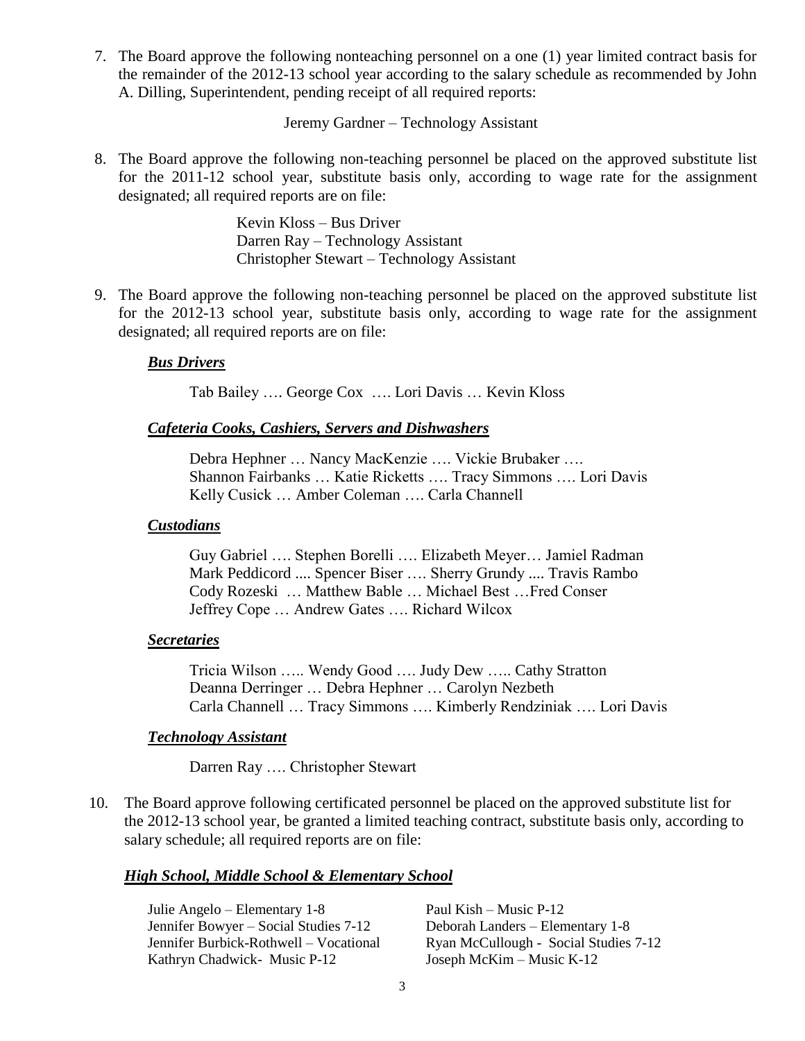7. The Board approve the following nonteaching personnel on a one (1) year limited contract basis for the remainder of the 2012-13 school year according to the salary schedule as recommended by John A. Dilling, Superintendent, pending receipt of all required reports:

   Jeremy Gardner – Technology Assistant

8. The Board approve the following non-teaching personnel be placed on the approved substitute list for the 2011-12 school year, substitute basis only, according to wage rate for the assignment designated; all required reports are on file:

   Kevin Kloss – Bus Driver
   Darren Ray – Technology Assistant
   Christopher Stewart – Technology Assistant

9. The Board approve the following non-teaching personnel be placed on the approved substitute list for the 2012-13 school year, substitute basis only, according to wage rate for the assignment designated; all required reports are on file:

   ***Bus Drivers***

   Tab Bailey …. George Cox …. Lori Davis … Kevin Kloss

   ***Cafeteria Cooks, Cashiers, Servers and Dishwashers***

   Debra Hephner … Nancy MacKenzie …. Vickie Brubaker ….
   Shannon Fairbanks … Katie Ricketts …. Tracy Simmons …. Lori Davis
   Kelly Cusick … Amber Coleman …. Carla Channell

   ***Custodians***

   Guy Gabriel …. Stephen Borelli …. Elizabeth Meyer… Jamiel Radman
   Mark Peddicord .... Spencer Biser …. Sherry Grundy .... Travis Rambo
   Cody Rozeski … Matthew Bable … Michael Best …Fred Conser
   Jeffrey Cope … Andrew Gates …. Richard Wilcox

   ***Secretaries***

   Tricia Wilson ….. Wendy Good …. Judy Dew ….. Cathy Stratton
   Deanna Derringer … Debra Hephner … Carolyn Nezbeth
   Carla Channell … Tracy Simmons …. Kimberly Rendziniak …. Lori Davis

   ***Technology Assistant***

   Darren Ray …. Christopher Stewart

10. The Board approve following certificated personnel be placed on the approved substitute list for the 2012-13 school year, be granted a limited teaching contract, substitute basis only, according to salary schedule; all required reports are on file:

   ***High School, Middle School & Elementary School***

   Julie Angelo – Elementary 1-8
   Jennifer Bowyer – Social Studies 7-12
   Jennifer Burbick-Rothwell – Vocational
   Kathryn Chadwick- Music P-12
   Paul Kish – Music P-12
   Deborah Landers – Elementary 1-8
   Ryan McCullough - Social Studies 7-12
   Joseph McKim – Music K-12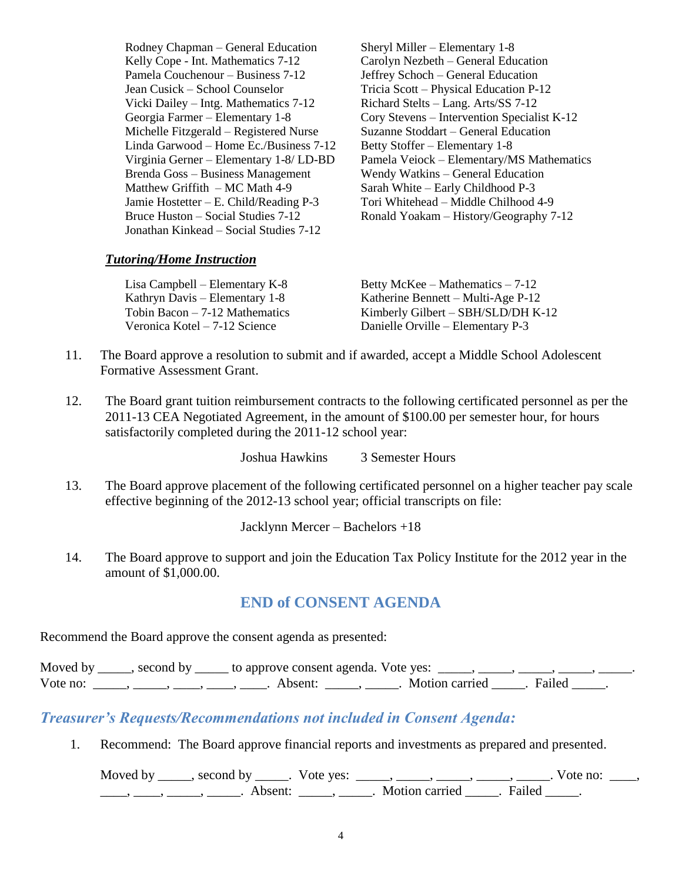Rodney Chapman – General Education
Kelly Cope - Int. Mathematics 7-12
Pamela Couchenour – Business 7-12
Jean Cusick – School Counselor
Vicki Dailey – Intg. Mathematics 7-12
Georgia Farmer – Elementary 1-8
Michelle Fitzgerald – Registered Nurse
Linda Garwood – Home Ec./Business 7-12
Virginia Gerner – Elementary 1-8/ LD-BD
Brenda Goss – Business Management
Matthew Griffith – MC Math 4-9
Jamie Hostetter – E. Child/Reading P-3
Bruce Huston – Social Studies 7-12
Jonathan Kinkead – Social Studies 7-12
Sheryl Miller – Elementary 1-8
Carolyn Nezbeth – General Education
Jeffrey Schoch – General Education
Tricia Scott – Physical Education P-12
Richard Stelts – Lang. Arts/SS 7-12
Cory Stevens – Intervention Specialist K-12
Suzanne Stoddart – General Education
Betty Stoffer – Elementary 1-8
Pamela Veiock – Elementary/MS Mathematics
Wendy Watkins – General Education
Sarah White – Early Childhood P-3
Tori Whitehead – Middle Chilhood 4-9
Ronald Yoakam – History/Geography 7-12

***Tutoring/Home Instruction***

Lisa Campbell – Elementary K-8
Kathryn Davis – Elementary 1-8
Tobin Bacon – 7-12 Mathematics
Veronica Kotel – 7-12 Science
Betty McKee – Mathematics – 7-12
Katherine Bennett – Multi-Age P-12
Kimberly Gilbert – SBH/SLD/DH K-12
Danielle Orville – Elementary P-3

11. The Board approve a resolution to submit and if awarded, accept a Middle School Adolescent Formative Assessment Grant.

12. The Board grant tuition reimbursement contracts to the following certificated personnel as per the 2011-13 CEA Negotiated Agreement, in the amount of $100.00 per semester hour, for hours satisfactorily completed during the 2011-12 school year:

    Joshua Hawkins 3 Semester Hours

13. The Board approve placement of the following certificated personnel on a higher teacher pay scale effective beginning of the 2012-13 school year; official transcripts on file:

    Jacklynn Mercer – Bachelors +18

14. The Board approve to support and join the Education Tax Policy Institute for the 2012 year in the amount of $1,000.00.

## END of CONSENT AGENDA

Recommend the Board approve the consent agenda as presented:

Moved by _____, second by _____ to approve consent agenda. Vote yes: _____, _____, _____, _____, _____. Vote no: _____, _____, ____, ____, ____. Absent: _____, _____. Motion carried _____. Failed _____.

### *Treasurer's Requests/Recommendations not included in Consent Agenda:*

1. Recommend: The Board approve financial reports and investments as prepared and presented.

   Moved by _____, second by _____. Vote yes: _____, _____, _____, _____, _____. Vote no: ____, ____, ____, _____, _____. Absent: _____, _____. Motion carried _____. Failed _____.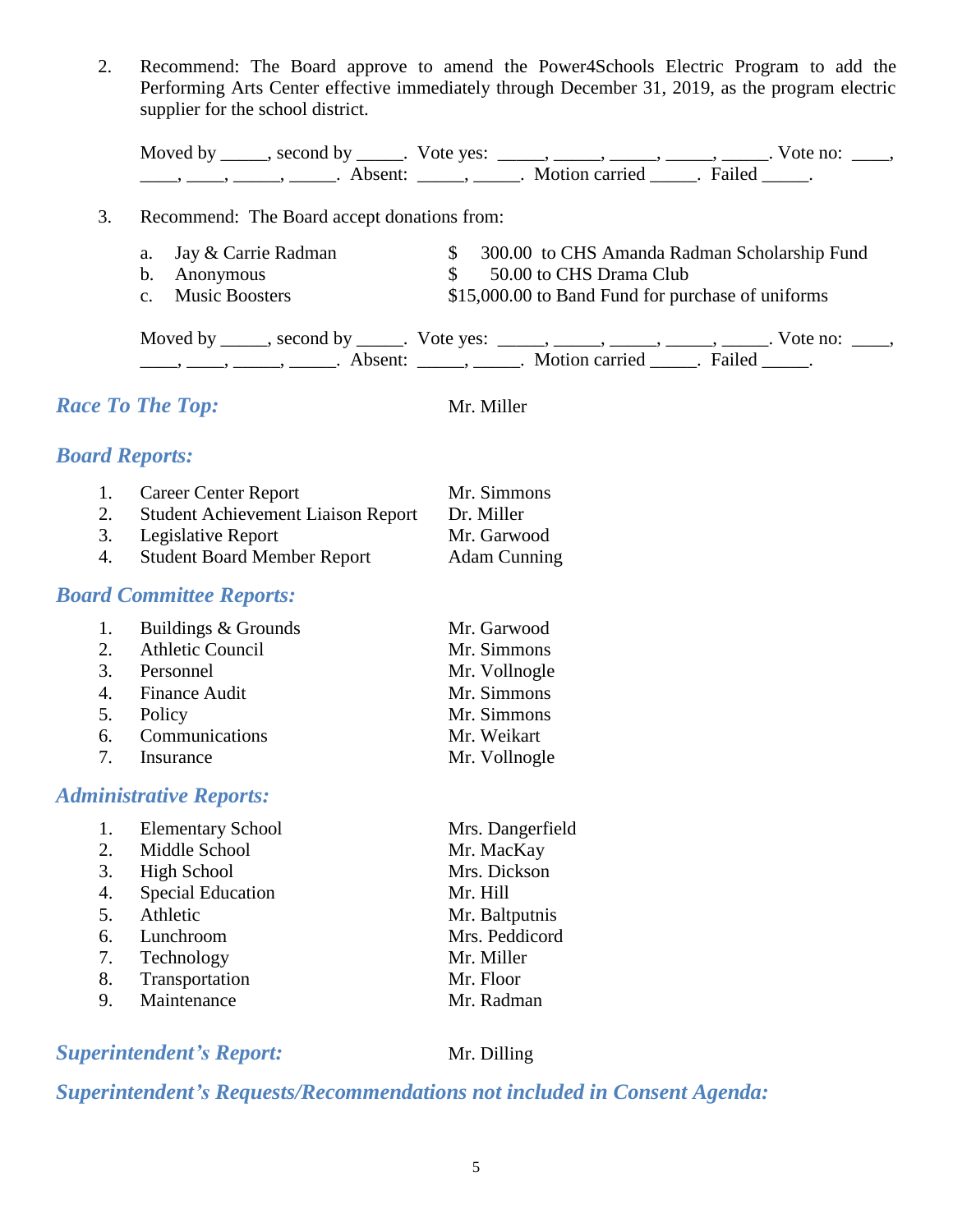2. Recommend: The Board approve to amend the Power4Schools Electric Program to add the Performing Arts Center effective immediately through December 31, 2019, as the program electric supplier for the school district.

   Moved by _____, second by _____. Vote yes: _____, _____, _____, _____, _____. Vote no: ____, ____, ____, _____, _____. Absent: _____, _____. Motion carried _____. Failed _____.

3. Recommend: The Board accept donations from:

   | | | |
   |---|---|---|
   | a. | Jay & Carrie Radman | $ 300.00 to CHS Amanda Radman Scholarship Fund |
   | b. | Anonymous | $ 50.00 to CHS Drama Club |
   | c. | Music Boosters | $15,000.00 to Band Fund for purchase of uniforms |

   Moved by _____, second by _____. Vote yes: _____, _____, _____, _____, _____. Vote no: ____, ____, ____, _____, _____. Absent: _____, _____. Motion carried _____. Failed _____.

## *Race To The Top:* Mr. Miller

## *Board Reports:*

| | | |
|---|---|---|
| 1. | Career Center Report | Mr. Simmons |
| 2. | Student Achievement Liaison Report | Dr. Miller |
| 3. | Legislative Report | Mr. Garwood |
| 4. | Student Board Member Report | Adam Cunning |

## *Board Committee Reports:*

| | | |
|---|---|---|
| 1. | Buildings & Grounds | Mr. Garwood |
| 2. | Athletic Council | Mr. Simmons |
| 3. | Personnel | Mr. Vollnogle |
| 4. | Finance Audit | Mr. Simmons |
| 5. | Policy | Mr. Simmons |
| 6. | Communications | Mr. Weikart |
| 7. | Insurance | Mr. Vollnogle |

## *Administrative Reports:*

| | | |
|---|---|---|
| 1. | Elementary School | Mrs. Dangerfield |
| 2. | Middle School | Mr. MacKay |
| 3. | High School | Mrs. Dickson |
| 4. | Special Education | Mr. Hill |
| 5. | Athletic | Mr. Baltputnis |
| 6. | Lunchroom | Mrs. Peddicord |
| 7. | Technology | Mr. Miller |
| 8. | Transportation | Mr. Floor |
| 9. | Maintenance | Mr. Radman |

## *Superintendent's Report:* Mr. Dilling

## *Superintendent's Requests/Recommendations not included in Consent Agenda:*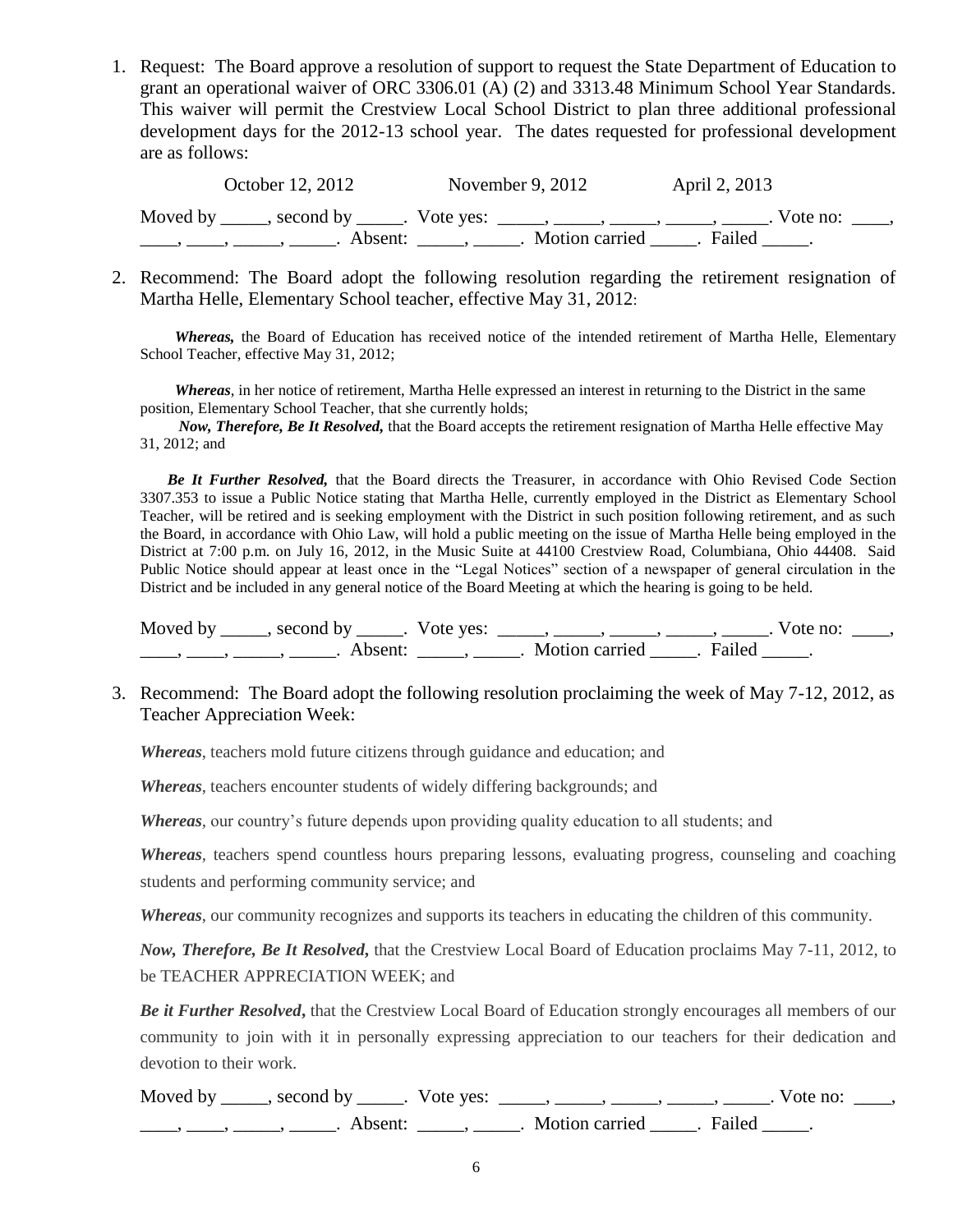1. Request: The Board approve a resolution of support to request the State Department of Education to grant an operational waiver of ORC 3306.01 (A) (2) and 3313.48 Minimum School Year Standards. This waiver will permit the Crestview Local School District to plan three additional professional development days for the 2012-13 school year. The dates requested for professional development are as follows:

   October 12, 2012          November 9, 2012          April 2, 2013

   Moved by _____, second by _____. Vote yes: _____, _____, _____, _____, _____. Vote no: ____, ____, ____, _____, _____. Absent: _____, _____. Motion carried _____. Failed _____.

2. Recommend: The Board adopt the following resolution regarding the retirement resignation of Martha Helle, Elementary School teacher, effective May 31, 2012:

   ***Whereas,*** the Board of Education has received notice of the intended retirement of Martha Helle, Elementary School Teacher, effective May 31, 2012;

   ***Whereas***, in her notice of retirement, Martha Helle expressed an interest in returning to the District in the same position, Elementary School Teacher, that she currently holds;

   ***Now, Therefore, Be It Resolved,*** that the Board accepts the retirement resignation of Martha Helle effective May 31, 2012; and

   ***Be It Further Resolved,*** that the Board directs the Treasurer, in accordance with Ohio Revised Code Section 3307.353 to issue a Public Notice stating that Martha Helle, currently employed in the District as Elementary School Teacher, will be retired and is seeking employment with the District in such position following retirement, and as such the Board, in accordance with Ohio Law, will hold a public meeting on the issue of Martha Helle being employed in the District at 7:00 p.m. on July 16, 2012, in the Music Suite at 44100 Crestview Road, Columbiana, Ohio 44408. Said Public Notice should appear at least once in the "Legal Notices" section of a newspaper of general circulation in the District and be included in any general notice of the Board Meeting at which the hearing is going to be held.

   Moved by _____, second by _____. Vote yes: _____, _____, _____, _____, _____. Vote no: ____, ____, ____, _____, _____. Absent: _____, _____. Motion carried _____. Failed _____.

3. Recommend: The Board adopt the following resolution proclaiming the week of May 7-12, 2012, as Teacher Appreciation Week:

   ***Whereas***, teachers mold future citizens through guidance and education; and

   ***Whereas***, teachers encounter students of widely differing backgrounds; and

   ***Whereas***, our country's future depends upon providing quality education to all students; and

   ***Whereas***, teachers spend countless hours preparing lessons, evaluating progress, counseling and coaching students and performing community service; and

   ***Whereas***, our community recognizes and supports its teachers in educating the children of this community.

   ***Now, Therefore, Be It Resolved***, that the Crestview Local Board of Education proclaims May 7-11, 2012, to be TEACHER APPRECIATION WEEK; and

   ***Be it Further Resolved***, that the Crestview Local Board of Education strongly encourages all members of our community to join with it in personally expressing appreciation to our teachers for their dedication and devotion to their work.

   Moved by _____, second by _____. Vote yes: _____, _____, _____, _____, _____. Vote no: ____, ____, ____, _____, _____. Absent: _____, _____. Motion carried _____. Failed _____.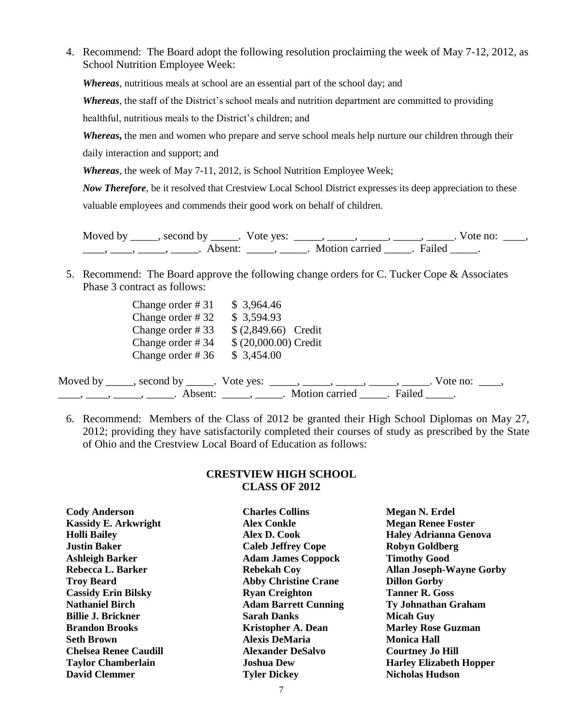4. Recommend: The Board adopt the following resolution proclaiming the week of May 7-12, 2012, as School Nutrition Employee Week:

   ***Whereas***, nutritious meals at school are an essential part of the school day; and

   ***Whereas***, the staff of the District's school meals and nutrition department are committed to providing healthful, nutritious meals to the District's children; and

   ***Whereas*,** the men and women who prepare and serve school meals help nurture our children through their daily interaction and support; and

   ***Whereas***, the week of May 7-11, 2012, is School Nutrition Employee Week;

   ***Now Therefore***, be it resolved that Crestview Local School District expresses its deep appreciation to these valuable employees and commends their good work on behalf of children.

   Moved by _____, second by _____. Vote yes: _____, _____, _____, _____, _____. Vote no: ____, ____, ____, _____, _____. Absent: _____, _____. Motion carried _____. Failed _____.

5. Recommend: The Board approve the following change orders for C. Tucker Cope & Associates Phase 3 contract as follows:

   | | |
   |---|---|
   | Change order # 31 | $ 3,964.46 |
   | Change order # 32 | $ 3,594.93 |
   | Change order # 33 | $ (2,849.66) Credit |
   | Change order # 34 | $ (20,000.00) Credit |
   | Change order # 36 | $ 3,454.00 |

Moved by _____, second by _____. Vote yes: _____, _____, _____, _____, _____. Vote no: ____, ____, ____, _____, _____. Absent: _____, _____. Motion carried _____. Failed _____.

6. Recommend: Members of the Class of 2012 be granted their High School Diplomas on May 27, 2012; providing they have satisfactorily completed their courses of study as prescribed by the State of Ohio and the Crestview Local Board of Education as follows:

## CRESTVIEW HIGH SCHOOL
## CLASS OF 2012

**Cody Anderson**
**Kassidy E. Arkwright**
**Holli Bailey**
**Justin Baker**
**Ashleigh Barker**
**Rebecca L. Barker**
**Troy Beard**
**Cassidy Erin Bilsky**
**Nathaniel Birch**
**Billie J. Brickner**
**Brandon Brooks**
**Seth Brown**
**Chelsea Renee Caudill**
**Taylor Chamberlain**
**David Clemmer**
**Charles Collins**
**Alex Conkle**
**Alex D. Cook**
**Caleb Jeffrey Cope**
**Adam James Coppock**
**Rebekah Coy**
**Abby Christine Crane**
**Ryan Creighton**
**Adam Barrett Cunning**
**Sarah Danks**
**Kristopher A. Dean**
**Alexis DeMaria**
**Alexander DeSalvo**
**Joshua Dew**
**Tyler Dickey**
**Megan N. Erdel**
**Megan Renee Foster**
**Haley Adrianna Genova**
**Robyn Goldberg**
**Timothy Good**
**Allan Joseph-Wayne Gorby**
**Dillon Gorby**
**Tanner R. Goss**
**Ty Johnathan Graham**
**Micah Guy**
**Marley Rose Guzman**
**Monica Hall**
**Courtney Jo Hill**
**Harley Elizabeth Hopper**
**Nicholas Hudson**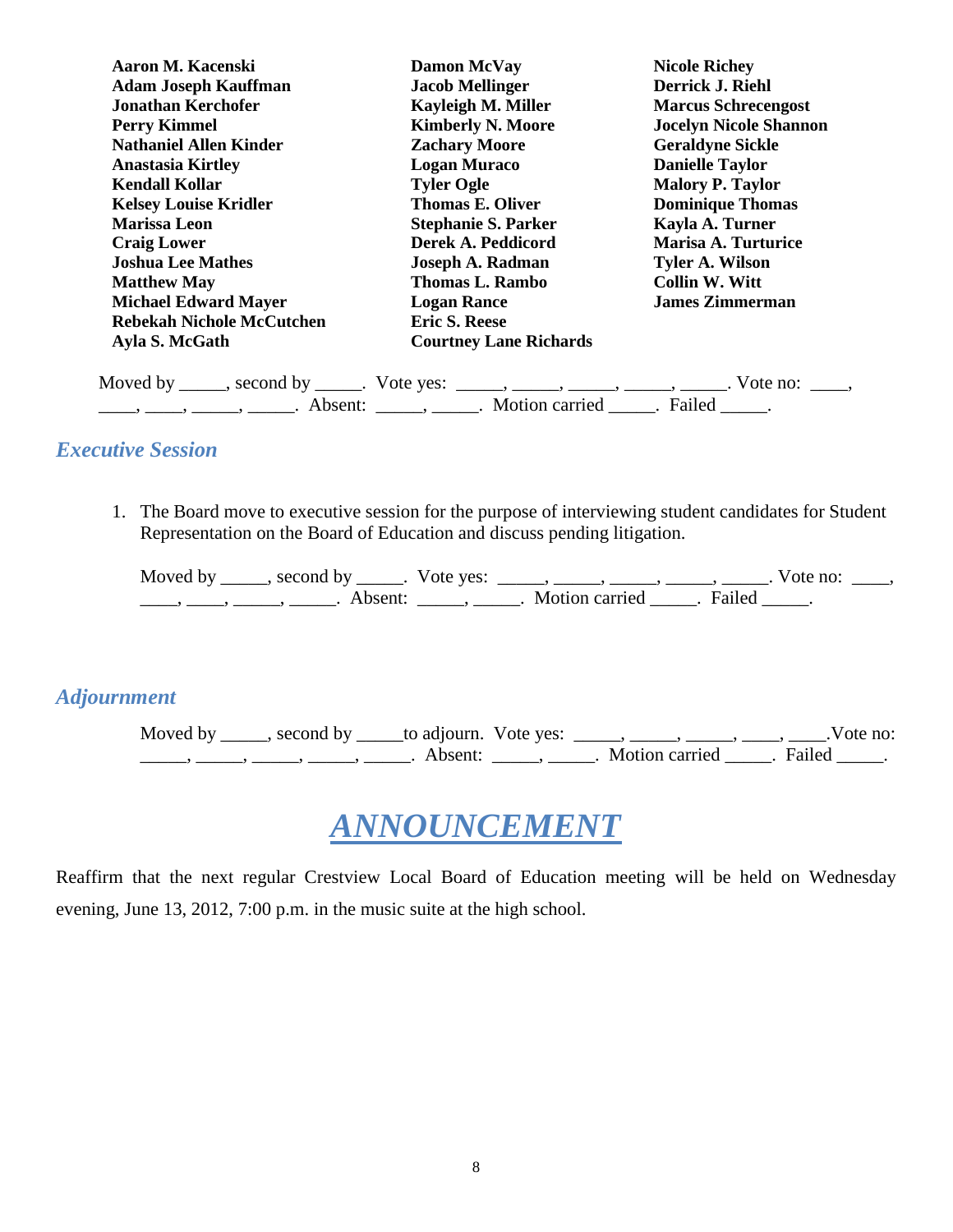**Aaron M. Kacenski**
**Adam Joseph Kauffman**
**Jonathan Kerchofer**
**Perry Kimmel**
**Nathaniel Allen Kinder**
**Anastasia Kirtley**
**Kendall Kollar**
**Kelsey Louise Kridler**
**Marissa Leon**
**Craig Lower**
**Joshua Lee Mathes**
**Matthew May**
**Michael Edward Mayer**
**Rebekah Nichole McCutchen**
**Ayla S. McGath**
**Damon McVay**
**Jacob Mellinger**
**Kayleigh M. Miller**
**Kimberly N. Moore**
**Zachary Moore**
**Logan Muraco**
**Tyler Ogle**
**Thomas E. Oliver**
**Stephanie S. Parker**
**Derek A. Peddicord**
**Joseph A. Radman**
**Thomas L. Rambo**
**Logan Rance**
**Eric S. Reese**
**Courtney Lane Richards**
**Nicole Richey**
**Derrick J. Riehl**
**Marcus Schrecengost**
**Jocelyn Nicole Shannon**
**Geraldyne Sickle**
**Danielle Taylor**
**Malory P. Taylor**
**Dominique Thomas**
**Kayla A. Turner**
**Marisa A. Turturice**
**Tyler A. Wilson**
**Collin W. Witt**
**James Zimmerman**

Moved by _____, second by _____. Vote yes: _____, _____, _____, _____, _____. Vote no: ____, ____, ____, _____, _____. Absent: _____, _____. Motion carried _____. Failed _____.

## *Executive Session*

1. The Board move to executive session for the purpose of interviewing student candidates for Student Representation on the Board of Education and discuss pending litigation.

   Moved by _____, second by _____. Vote yes: _____, _____, _____, _____, _____. Vote no: ____, ____, ____, _____, _____. Absent: _____, _____. Motion carried _____. Failed _____.

## *Adjournment*

Moved by _____, second by _____to adjourn. Vote yes: _____, _____, _____, ____, ____.Vote no: _____, _____, _____, _____, _____. Absent: _____, _____. Motion carried _____. Failed _____.

# *ANNOUNCEMENT*

Reaffirm that the next regular Crestview Local Board of Education meeting will be held on Wednesday evening, June 13, 2012, 7:00 p.m. in the music suite at the high school.